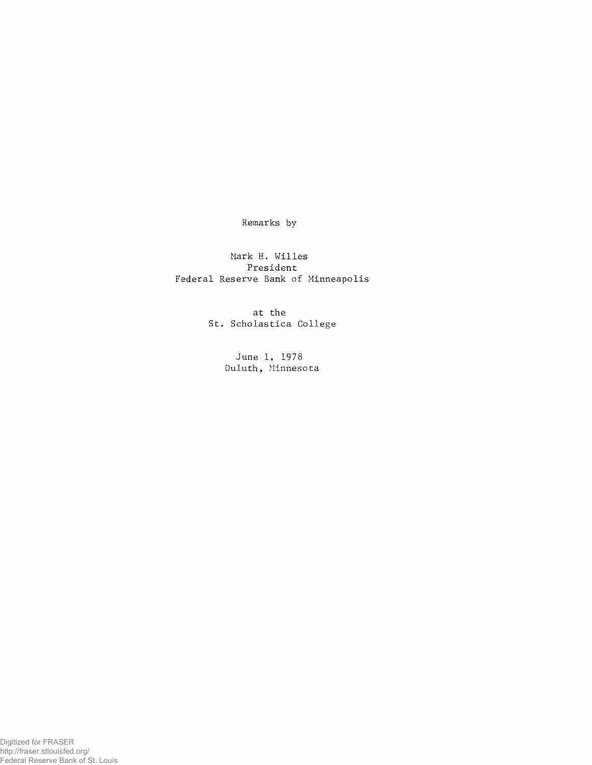Remarks by

Mark H. Willes
President
Federal Reserve Bank of Minneapolis

at the
St. Scholastica College

June 1, 1978
Duluth, Minnesota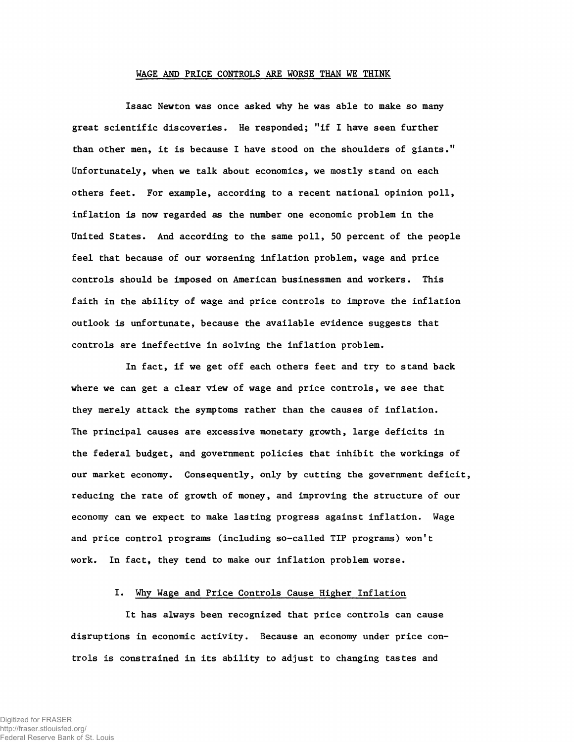## WAGE AND PRICE CONTROLS ARE WORSE THAN WE THINK

Isaac Newton was once asked why he was able to make so many great scientific discoveries. He responded; "if I have seen further than other men, it is because I have stood on the shoulders of giants." Unfortunately, when we talk about economics, we mostly stand on each others feet. For example, according to a recent national opinion poll, inflation is now regarded as the number one economic problem in the United States. And according to the same poll, 50 percent of the people feel that because of our worsening inflation problem, wage and price controls should be imposed on American businessmen and workers. This faith in the ability of wage and price controls to improve the inflation outlook is unfortunate, because the available evidence suggests that controls are ineffective in solving the inflation problem.

In fact, if we get off each others feet and try to stand back where we can get a clear view of wage and price controls, we see that they merely attack the symptoms rather than the causes of inflation. The principal causes are excessive monetary growth, large deficits in the federal budget, and government policies that inhibit the workings of our market economy. Consequently, only by cutting the government deficit, reducing the rate of growth of money, and improving the structure of our economy can we expect to make lasting progress against inflation. Wage and price control programs (including so-called TIP programs) won't work. In fact, they tend to make our inflation problem worse.

### I. Why Wage and Price Controls Cause Higher Inflation

It has always been recognized that price controls can cause disruptions in economic activity. Because an economy under price controls is constrained in its ability to adjust to changing tastes and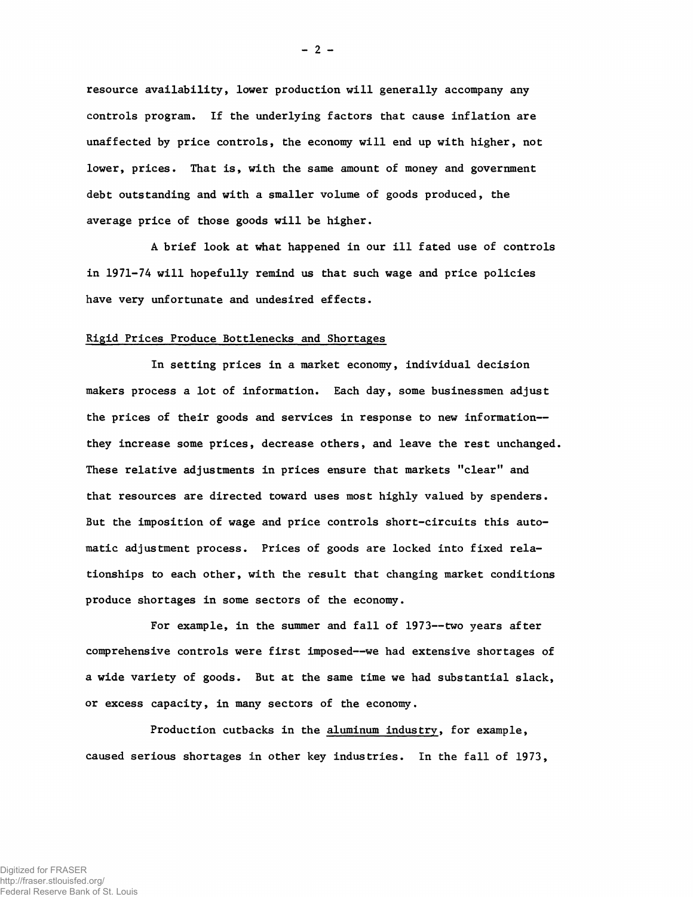resource availability, lower production will generally accompany any controls program. If the underlying factors that cause inflation are unaffected by price controls, the economy will end up with higher, not lower, prices. That is, with the same amount of money and government debt outstanding and with a smaller volume of goods produced, the average price of those goods will be higher.

A brief look at what happened in our ill fated use of controls in 1971-74 will hopefully remind us that such wage and price policies have very unfortunate and undesired effects.

## Rigid Prices Produce Bottlenecks and Shortages

In setting prices in a market economy, individual decision makers process a lot of information. Each day, some businessmen adjust the prices of their goods and services in response to new information--they increase some prices, decrease others, and leave the rest unchanged. These relative adjustments in prices ensure that markets "clear" and that resources are directed toward uses most highly valued by spenders. But the imposition of wage and price controls short-circuits this automatic adjustment process. Prices of goods are locked into fixed relationships to each other, with the result that changing market conditions produce shortages in some sectors of the economy.

For example, in the summer and fall of 1973--two years after comprehensive controls were first imposed--we had extensive shortages of a wide variety of goods. But at the same time we had substantial slack, or excess capacity, in many sectors of the economy.

Production cutbacks in the aluminum industry, for example, caused serious shortages in other key industries. In the fall of 1973,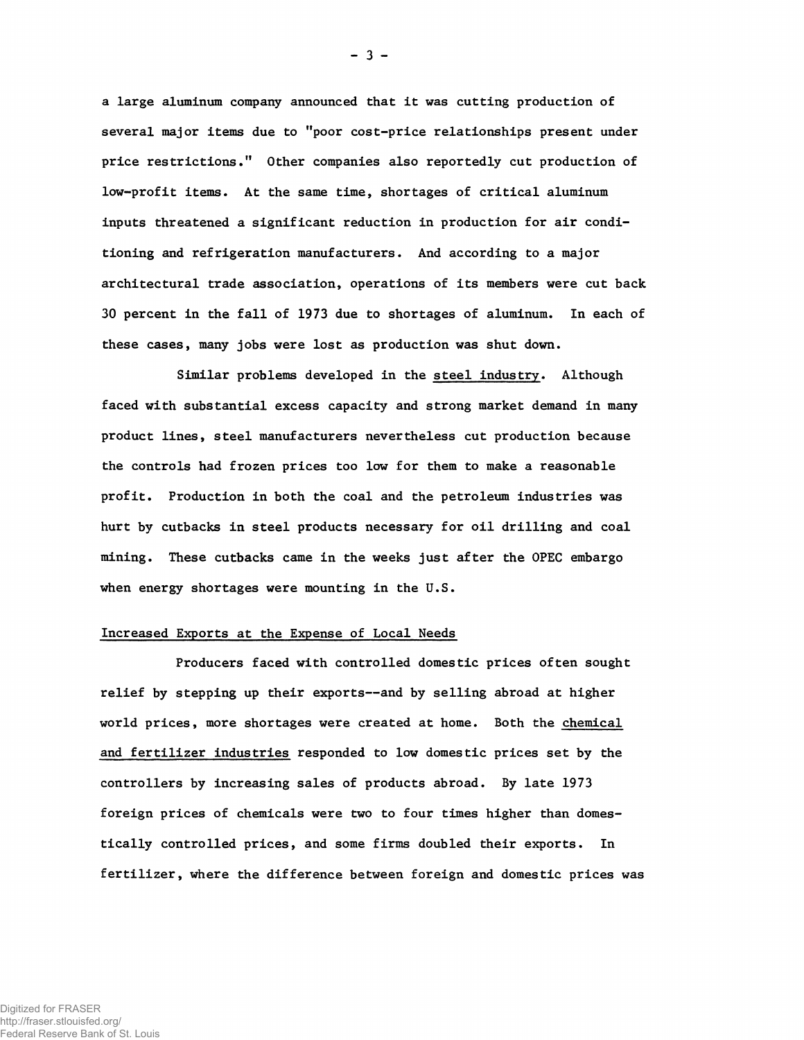a large aluminum company announced that it was cutting production of several major items due to "poor cost-price relationships present under price restrictions." Other companies also reportedly cut production of low-profit items. At the same time, shortages of critical aluminum inputs threatened a significant reduction in production for air conditioning and refrigeration manufacturers. And according to a major architectural trade association, operations of its members were cut back 30 percent in the fall of 1973 due to shortages of aluminum. In each of these cases, many jobs were lost as production was shut down.

Similar problems developed in the <u>steel industry</u>. Although faced with substantial excess capacity and strong market demand in many product lines, steel manufacturers nevertheless cut production because the controls had frozen prices too low for them to make a reasonable profit. Production in both the coal and the petroleum industries was hurt by cutbacks in steel products necessary for oil drilling and coal mining. These cutbacks came in the weeks just after the OPEC embargo when energy shortages were mounting in the U.S.

<u>Increased Exports at the Expense of Local Needs</u>

Producers faced with controlled domestic prices often sought relief by stepping up their exports--and by selling abroad at higher world prices, more shortages were created at home. Both the <u>chemical and fertilizer industries</u> responded to low domestic prices set by the controllers by increasing sales of products abroad. By late 1973 foreign prices of chemicals were two to four times higher than domestically controlled prices, and some firms doubled their exports. In fertilizer, where the difference between foreign and domestic prices was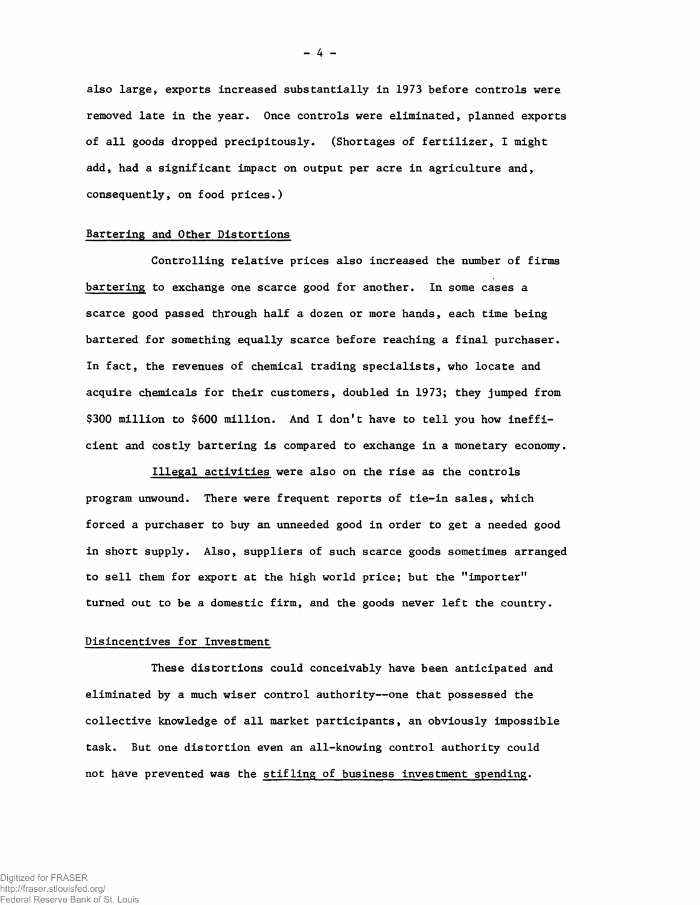also large, exports increased substantially in 1973 before controls were removed late in the year. Once controls were eliminated, planned exports of all goods dropped precipitously. (Shortages of fertilizer, I might add, had a significant impact on output per acre in agriculture and, consequently, on food prices.)

## Bartering and Other Distortions

Controlling relative prices also increased the number of firms bartering to exchange one scarce good for another. In some cases a scarce good passed through half a dozen or more hands, each time being bartered for something equally scarce before reaching a final purchaser. In fact, the revenues of chemical trading specialists, who locate and acquire chemicals for their customers, doubled in 1973; they jumped from \$300 million to \$600 million. And I don't have to tell you how inefficient and costly bartering is compared to exchange in a monetary economy.

Illegal activities were also on the rise as the controls program unwound. There were frequent reports of tie-in sales, which forced a purchaser to buy an unneeded good in order to get a needed good in short supply. Also, suppliers of such scarce goods sometimes arranged to sell them for export at the high world price; but the "importer" turned out to be a domestic firm, and the goods never left the country.

## Disincentives for Investment

These distortions could conceivably have been anticipated and eliminated by a much wiser control authority--one that possessed the collective knowledge of all market participants, an obviously impossible task. But one distortion even an all-knowing control authority could not have prevented was the stifling of business investment spending.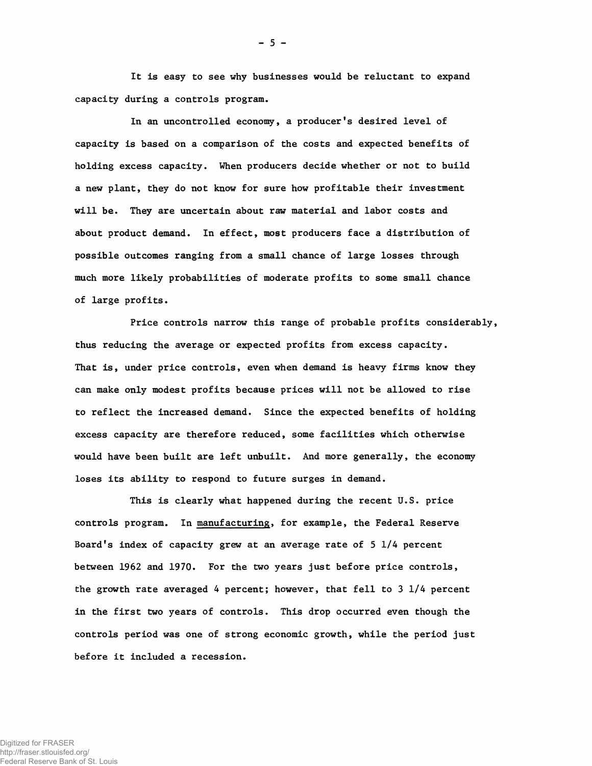It is easy to see why businesses would be reluctant to expand capacity during a controls program.

In an uncontrolled economy, a producer's desired level of capacity is based on a comparison of the costs and expected benefits of holding excess capacity. When producers decide whether or not to build a new plant, they do not know for sure how profitable their investment will be. They are uncertain about raw material and labor costs and about product demand. In effect, most producers face a distribution of possible outcomes ranging from a small chance of large losses through much more likely probabilities of moderate profits to some small chance of large profits.

Price controls narrow this range of probable profits considerably, thus reducing the average or expected profits from excess capacity. That is, under price controls, even when demand is heavy firms know they can make only modest profits because prices will not be allowed to rise to reflect the increased demand. Since the expected benefits of holding excess capacity are therefore reduced, some facilities which otherwise would have been built are left unbuilt. And more generally, the economy loses its ability to respond to future surges in demand.

This is clearly what happened during the recent U.S. price controls program. In <u>manufacturing</u>, for example, the Federal Reserve Board's index of capacity grew at an average rate of 5 1/4 percent between 1962 and 1970. For the two years just before price controls, the growth rate averaged 4 percent; however, that fell to 3 1/4 percent in the first two years of controls. This drop occurred even though the controls period was one of strong economic growth, while the period just before it included a recession.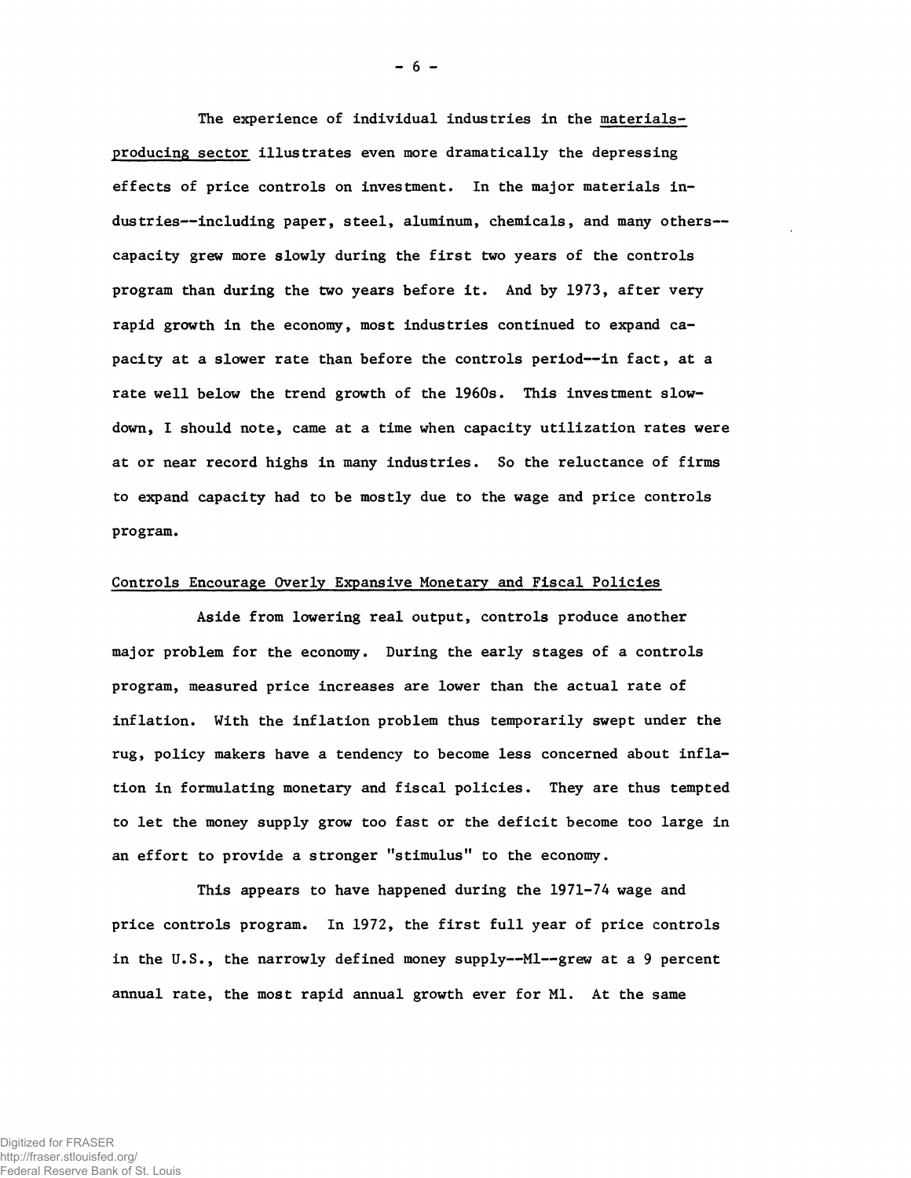The experience of individual industries in the materials-producing sector illustrates even more dramatically the depressing effects of price controls on investment. In the major materials industries--including paper, steel, aluminum, chemicals, and many others--capacity grew more slowly during the first two years of the controls program than during the two years before it. And by 1973, after very rapid growth in the economy, most industries continued to expand capacity at a slower rate than before the controls period--in fact, at a rate well below the trend growth of the 1960s. This investment slowdown, I should note, came at a time when capacity utilization rates were at or near record highs in many industries. So the reluctance of firms to expand capacity had to be mostly due to the wage and price controls program.

## Controls Encourage Overly Expansive Monetary and Fiscal Policies

Aside from lowering real output, controls produce another major problem for the economy. During the early stages of a controls program, measured price increases are lower than the actual rate of inflation. With the inflation problem thus temporarily swept under the rug, policy makers have a tendency to become less concerned about inflation in formulating monetary and fiscal policies. They are thus tempted to let the money supply grow too fast or the deficit become too large in an effort to provide a stronger "stimulus" to the economy.

This appears to have happened during the 1971-74 wage and price controls program. In 1972, the first full year of price controls in the U.S., the narrowly defined money supply--M1--grew at a 9 percent annual rate, the most rapid annual growth ever for M1. At the same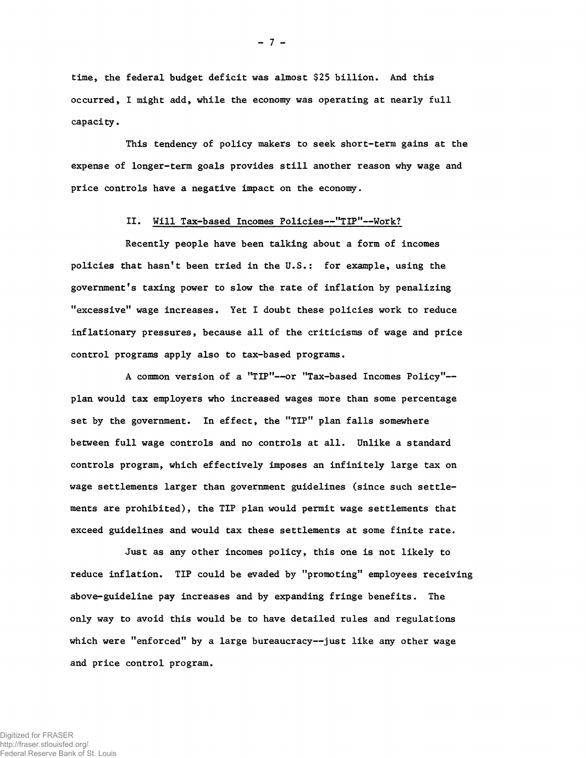time, the federal budget deficit was almost $25 billion. And this occurred, I might add, while the economy was operating at nearly full capacity.

This tendency of policy makers to seek short-term gains at the expense of longer-term goals provides still another reason why wage and price controls have a negative impact on the economy.

## II. Will Tax-based Incomes Policies--"TIP"--Work?

Recently people have been talking about a form of incomes policies that hasn't been tried in the U.S.: for example, using the government's taxing power to slow the rate of inflation by penalizing "excessive" wage increases. Yet I doubt these policies work to reduce inflationary pressures, because all of the criticisms of wage and price control programs apply also to tax-based programs.

A common version of a "TIP"--or "Tax-based Incomes Policy"--plan would tax employers who increased wages more than some percentage set by the government. In effect, the "TIP" plan falls somewhere between full wage controls and no controls at all. Unlike a standard controls program, which effectively imposes an infinitely large tax on wage settlements larger than government guidelines (since such settlements are prohibited), the TIP plan would permit wage settlements that exceed guidelines and would tax these settlements at some finite rate.

Just as any other incomes policy, this one is not likely to reduce inflation. TIP could be evaded by "promoting" employees receiving above-guideline pay increases and by expanding fringe benefits. The only way to avoid this would be to have detailed rules and regulations which were "enforced" by a large bureaucracy--just like any other wage and price control program.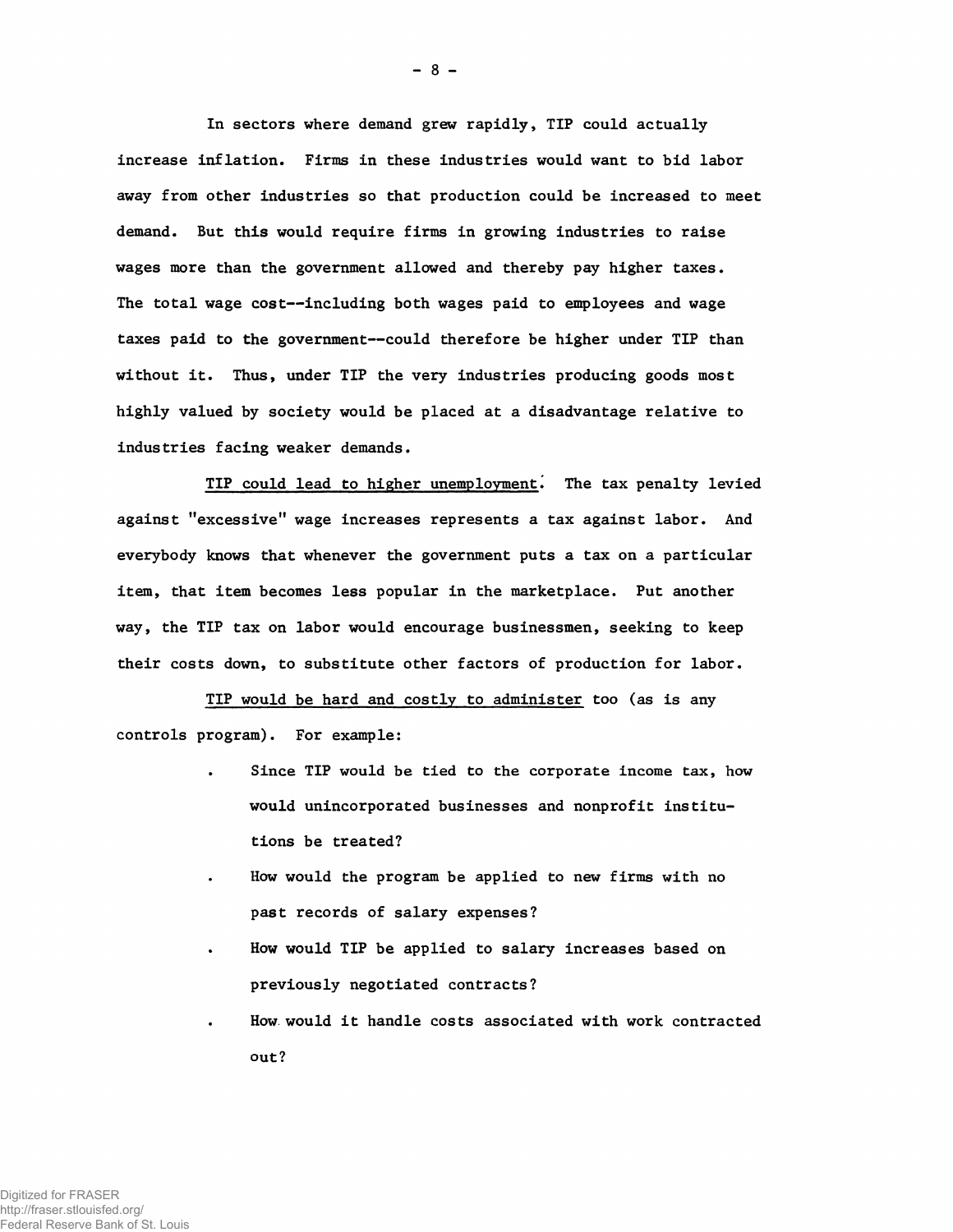In sectors where demand grew rapidly, TIP could actually increase inflation. Firms in these industries would want to bid labor away from other industries so that production could be increased to meet demand. But this would require firms in growing industries to raise wages more than the government allowed and thereby pay higher taxes. The total wage cost--including both wages paid to employees and wage taxes paid to the government--could therefore be higher under TIP than without it. Thus, under TIP the very industries producing goods most highly valued by society would be placed at a disadvantage relative to industries facing weaker demands.

<u>TIP could lead to higher unemployment</u>. The tax penalty levied against "excessive" wage increases represents a tax against labor. And everybody knows that whenever the government puts a tax on a particular item, that item becomes less popular in the marketplace. Put another way, the TIP tax on labor would encourage businessmen, seeking to keep their costs down, to substitute other factors of production for labor.

<u>TIP would be hard and costly to administer</u> too (as is any controls program). For example:

- Since TIP would be tied to the corporate income tax, how would unincorporated businesses and nonprofit institutions be treated?
- How would the program be applied to new firms with no past records of salary expenses?
- How would TIP be applied to salary increases based on previously negotiated contracts?
- How would it handle costs associated with work contracted out?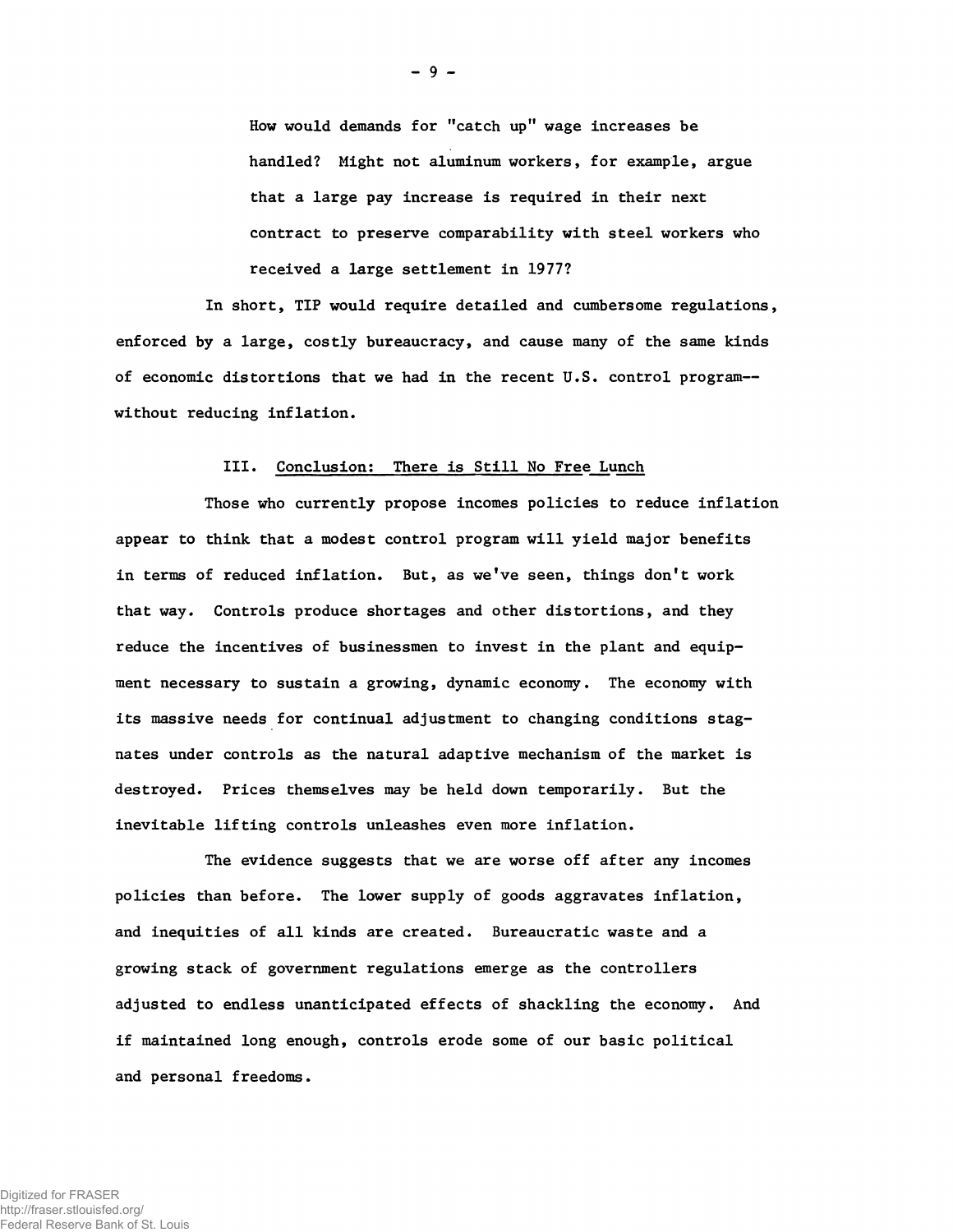How would demands for "catch up" wage increases be handled? Might not aluminum workers, for example, argue that a large pay increase is required in their next contract to preserve comparability with steel workers who received a large settlement in 1977?

In short, TIP would require detailed and cumbersome regulations, enforced by a large, costly bureaucracy, and cause many of the same kinds of economic distortions that we had in the recent U.S. control program--without reducing inflation.

## III. Conclusion: There is Still No Free Lunch

Those who currently propose incomes policies to reduce inflation appear to think that a modest control program will yield major benefits in terms of reduced inflation. But, as we've seen, things don't work that way. Controls produce shortages and other distortions, and they reduce the incentives of businessmen to invest in the plant and equipment necessary to sustain a growing, dynamic economy. The economy with its massive needs for continual adjustment to changing conditions stagnates under controls as the natural adaptive mechanism of the market is destroyed. Prices themselves may be held down temporarily. But the inevitable lifting controls unleashes even more inflation.

The evidence suggests that we are worse off after any incomes policies than before. The lower supply of goods aggravates inflation, and inequities of all kinds are created. Bureaucratic waste and a growing stack of government regulations emerge as the controllers adjusted to endless unanticipated effects of shackling the economy. And if maintained long enough, controls erode some of our basic political and personal freedoms.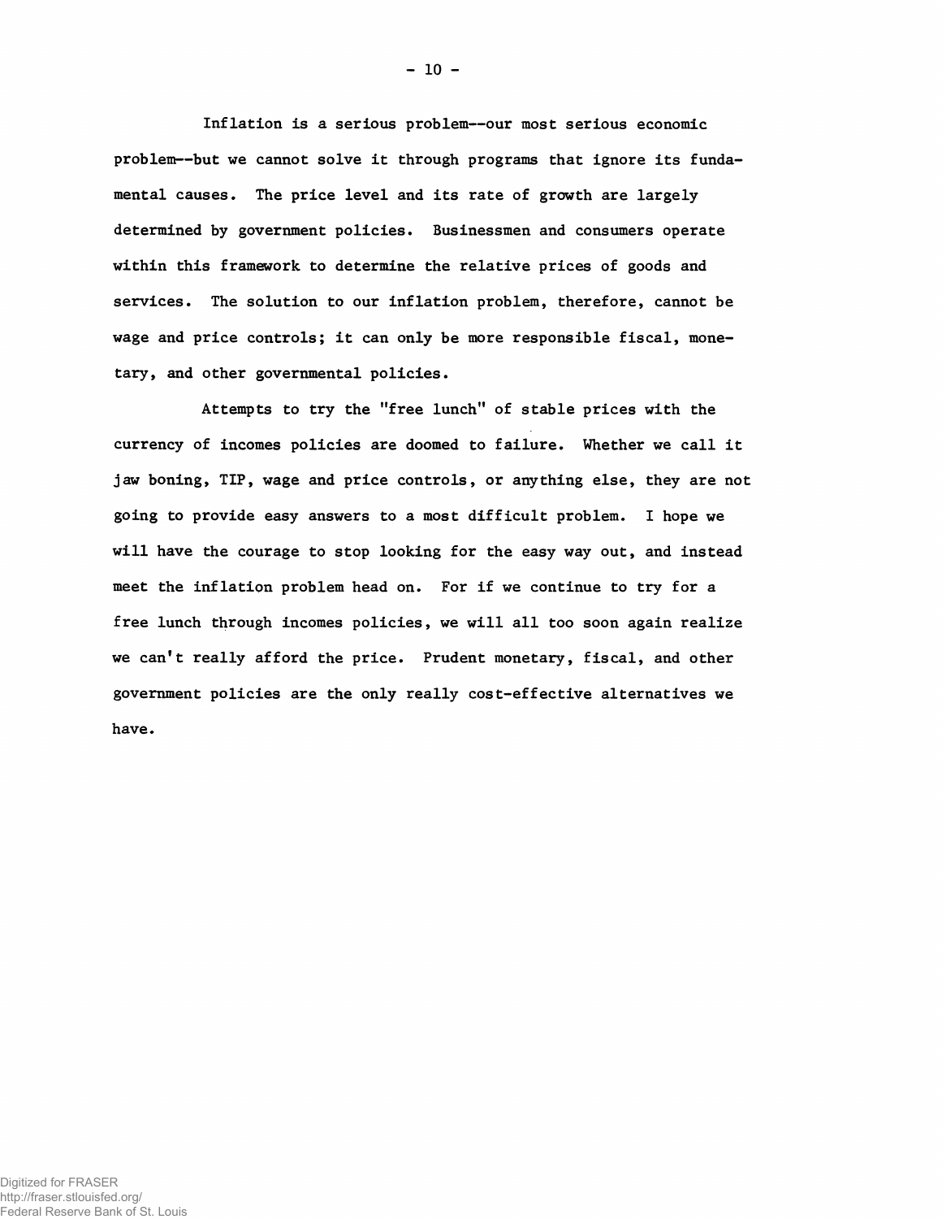Inflation is a serious problem--our most serious economic problem--but we cannot solve it through programs that ignore its fundamental causes. The price level and its rate of growth are largely determined by government policies. Businessmen and consumers operate within this framework to determine the relative prices of goods and services. The solution to our inflation problem, therefore, cannot be wage and price controls; it can only be more responsible fiscal, monetary, and other governmental policies.

Attempts to try the "free lunch" of stable prices with the currency of incomes policies are doomed to failure. Whether we call it jaw boning, TIP, wage and price controls, or anything else, they are not going to provide easy answers to a most difficult problem. I hope we will have the courage to stop looking for the easy way out, and instead meet the inflation problem head on. For if we continue to try for a free lunch through incomes policies, we will all too soon again realize we can't really afford the price. Prudent monetary, fiscal, and other government policies are the only really cost-effective alternatives we have.